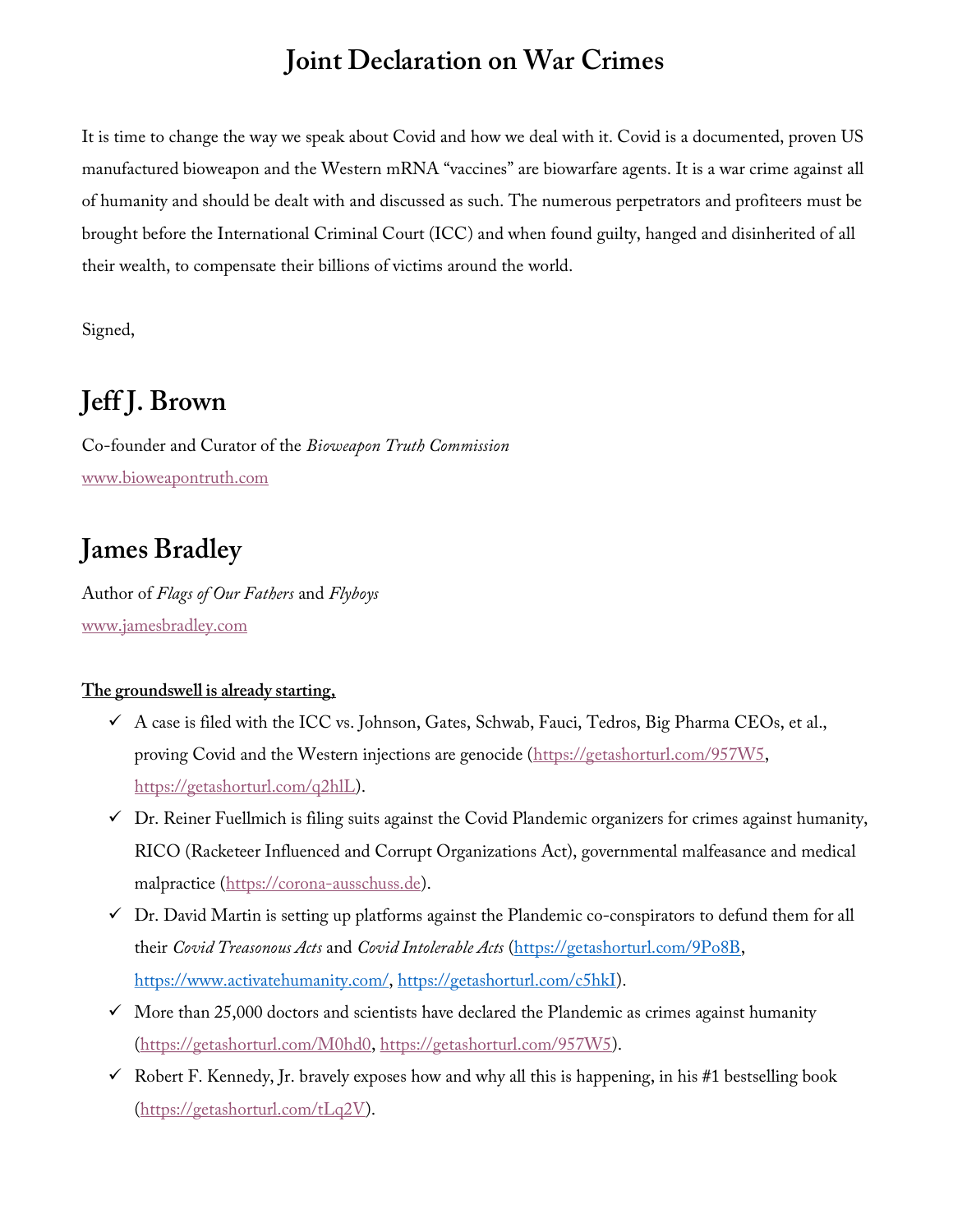# Joint Declaration on War Crimes

It is time to change the way we speak about Covid and how we deal with it. Covid is a documented, proven US manufactured bioweapon and the Western mRNA "vaccines" are biowarfare agents. It is a war crime against all of humanity and should be dealt with and discussed as such. The numerous perpetrators and profiteers must be brought before the International Criminal Court (ICC) and when found guilty, hanged and disinherited of all their wealth, to compensate their billions of victims around the world.

Signed,

## Jeff J. Brown

Co-founder and Curator of the *Bioweapon Truth Commission*

www.bioweapontruth.com

## James Bradley

Author of *Flags of Our Fathers* and *Flyboys*

www.jamesbradley.com

**The groundswell is already starting,**

- ✓ A case is filed with the ICC vs. Johnson, Gates, Schwab, Fauci, Tedros, Big Pharma CEOs, et al., proving Covid and the Western injections are genocide (https://getashorturl.com/957W5, https://getashorturl.com/q2hlL).
- ✓ Dr. Reiner Fuellmich is filing suits against the Covid Plandemic organizers for crimes against humanity, RICO (Racketeer Influenced and Corrupt Organizations Act), governmental malfeasance and medical malpractice (https://corona-ausschuss.de).
- ✓ Dr. David Martin is setting up platforms against the Plandemic co-conspirators to defund them for all their *Covid Treasonous Acts* and *Covid Intolerable Acts* (https://getashorturl.com/9Po8B, https://www.activatehumanity.com/, https://getashorturl.com/c5hkI).
- ✓ More than 25,000 doctors and scientists have declared the Plandemic as crimes against humanity (https://getashorturl.com/M0hd0, https://getashorturl.com/957W5).
- ✓ Robert F. Kennedy, Jr. bravely exposes how and why all this is happening, in his #1 bestselling book (https://getashorturl.com/tLq2V).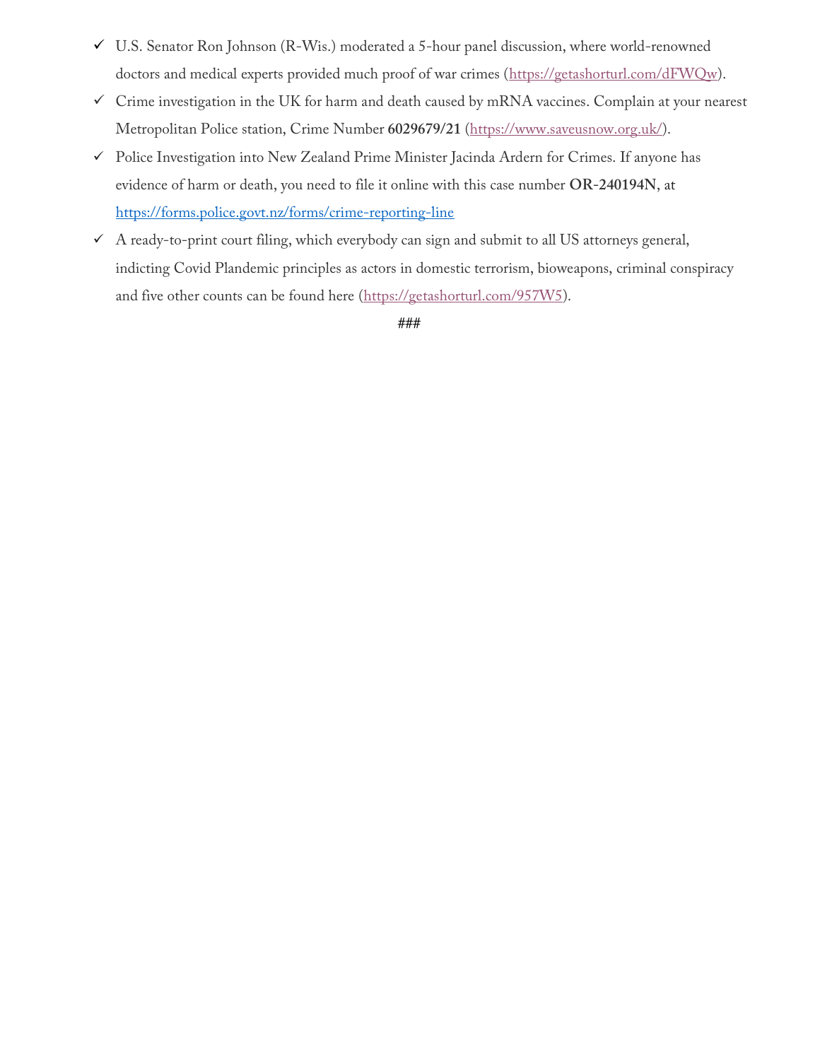- ✓ U.S. Senator Ron Johnson (R-Wis.) moderated a 5-hour panel discussion, where world-renowned doctors and medical experts provided much proof of war crimes (https://getashorturl.com/dFWQw).
- ✓ Crime investigation in the UK for harm and death caused by mRNA vaccines. Complain at your nearest Metropolitan Police station, Crime Number **6029679/21** (https://www.saveusnow.org.uk/).
- ✓ Police Investigation into New Zealand Prime Minister Jacinda Ardern for Crimes. If anyone has evidence of harm or death, you need to file it online with this case number **OR-240194N**, at https://forms.police.govt.nz/forms/crime-reporting-line
- ✓ A ready-to-print court filing, which everybody can sign and submit to all US attorneys general, indicting Covid Plandemic principles as actors in domestic terrorism, bioweapons, criminal conspiracy and five other counts can be found here (https://getashorturl.com/957W5).

###